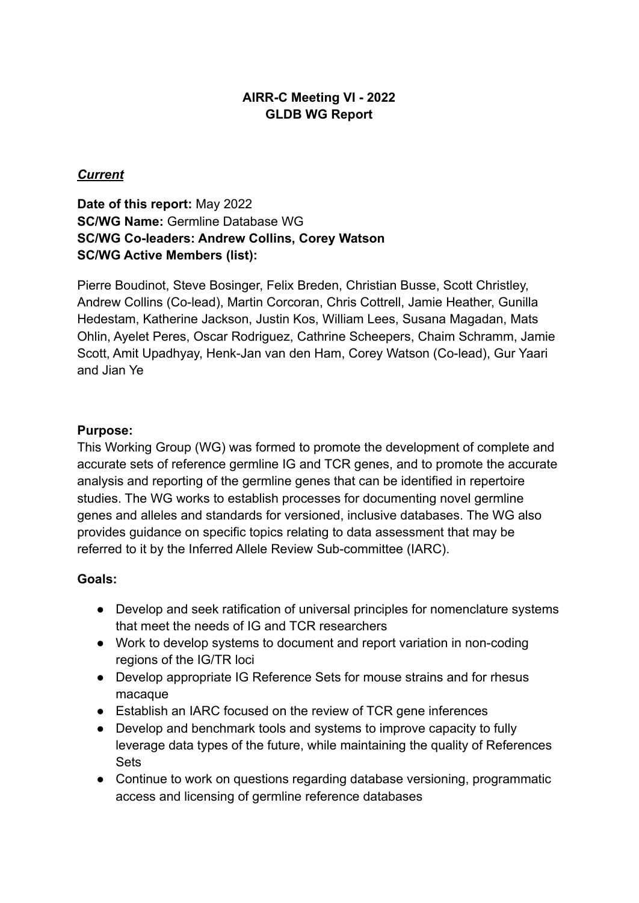# AIRR-C Meeting VI - 2022
# GLDB WG Report

## ***Current***

**Date of this report:** May 2022
**SC/WG Name:** Germline Database WG
**SC/WG Co-leaders: Andrew Collins, Corey Watson**
**SC/WG Active Members (list):**

Pierre Boudinot, Steve Bosinger, Felix Breden, Christian Busse, Scott Christley, Andrew Collins (Co-lead), Martin Corcoran, Chris Cottrell, Jamie Heather, Gunilla Hedestam, Katherine Jackson, Justin Kos, William Lees, Susana Magadan, Mats Ohlin, Ayelet Peres, Oscar Rodriguez, Cathrine Scheepers, Chaim Schramm, Jamie Scott, Amit Upadhyay, Henk-Jan van den Ham, Corey Watson (Co-lead), Gur Yaari and Jian Ye

**Purpose:**
This Working Group (WG) was formed to promote the development of complete and accurate sets of reference germline IG and TCR genes, and to promote the accurate analysis and reporting of the germline genes that can be identified in repertoire studies. The WG works to establish processes for documenting novel germline genes and alleles and standards for versioned, inclusive databases. The WG also provides guidance on specific topics relating to data assessment that may be referred to it by the Inferred Allele Review Sub-committee (IARC).

**Goals:**

- Develop and seek ratification of universal principles for nomenclature systems that meet the needs of IG and TCR researchers
- Work to develop systems to document and report variation in non-coding regions of the IG/TR loci
- Develop appropriate IG Reference Sets for mouse strains and for rhesus macaque
- Establish an IARC focused on the review of TCR gene inferences
- Develop and benchmark tools and systems to improve capacity to fully leverage data types of the future, while maintaining the quality of References Sets
- Continue to work on questions regarding database versioning, programmatic access and licensing of germline reference databases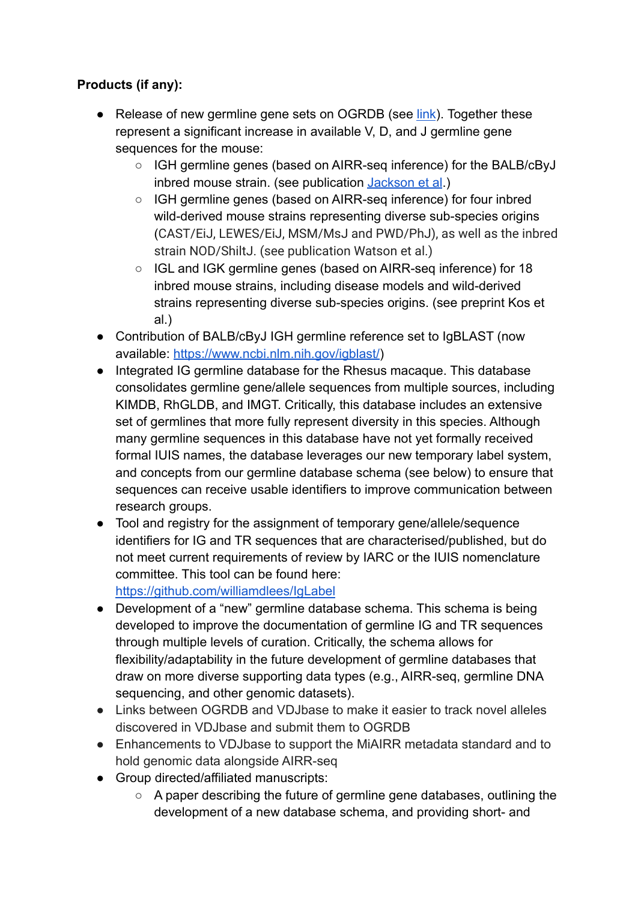**Products (if any):**

- Release of new germline gene sets on OGRDB (see [link](link)). Together these represent a significant increase in available V, D, and J germline gene sequences for the mouse:
  - IGH germline genes (based on AIRR-seq inference) for the BALB/cByJ inbred mouse strain. (see publication [Jackson et al](Jackson et al).)
  - IGH germline genes (based on AIRR-seq inference) for four inbred wild-derived mouse strains representing diverse sub-species origins (CAST/EiJ, LEWES/EiJ, MSM/MsJ and PWD/PhJ), as well as the inbred strain NOD/ShiltJ. (see publication Watson et al.)
  - IGL and IGK germline genes (based on AIRR-seq inference) for 18 inbred mouse strains, including disease models and wild-derived strains representing diverse sub-species origins. (see preprint Kos et al.)
- Contribution of BALB/cByJ IGH germline reference set to IgBLAST (now available: https://www.ncbi.nlm.nih.gov/igblast/)
- Integrated IG germline database for the Rhesus macaque. This database consolidates germline gene/allele sequences from multiple sources, including KIMDB, RhGLDB, and IMGT. Critically, this database includes an extensive set of germlines that more fully represent diversity in this species. Although many germline sequences in this database have not yet formally received formal IUIS names, the database leverages our new temporary label system, and concepts from our germline database schema (see below) to ensure that sequences can receive usable identifiers to improve communication between research groups.
- Tool and registry for the assignment of temporary gene/allele/sequence identifiers for IG and TR sequences that are characterised/published, but do not meet current requirements of review by IARC or the IUIS nomenclature committee. This tool can be found here: https://github.com/williamdlees/IgLabel
- Development of a "new" germline database schema. This schema is being developed to improve the documentation of germline IG and TR sequences through multiple levels of curation. Critically, the schema allows for flexibility/adaptability in the future development of germline databases that draw on more diverse supporting data types (e.g., AIRR-seq, germline DNA sequencing, and other genomic datasets).
- Links between OGRDB and VDJbase to make it easier to track novel alleles discovered in VDJbase and submit them to OGRDB
- Enhancements to VDJbase to support the MiAIRR metadata standard and to hold genomic data alongside AIRR-seq
- Group directed/affiliated manuscripts:
  - A paper describing the future of germline gene databases, outlining the development of a new database schema, and providing short- and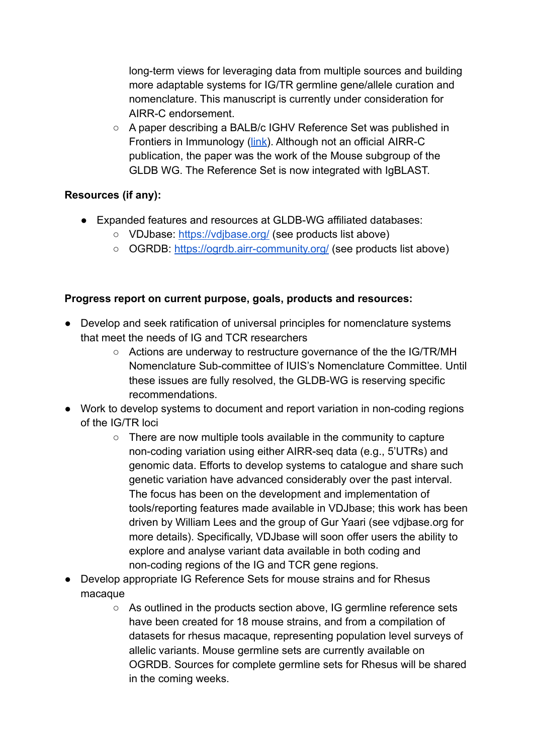long-term views for leveraging data from multiple sources and building more adaptable systems for IG/TR germline gene/allele curation and nomenclature. This manuscript is currently under consideration for AIRR-C endorsement.
  - A paper describing a BALB/c IGHV Reference Set was published in Frontiers in Immunology (link). Although not an official AIRR-C publication, the paper was the work of the Mouse subgroup of the GLDB WG. The Reference Set is now integrated with IgBLAST.

**Resources (if any):**

- Expanded features and resources at GLDB-WG affiliated databases:
  - VDJbase: https://vdjbase.org/ (see products list above)
  - OGRDB: https://ogrdb.airr-community.org/ (see products list above)

**Progress report on current purpose, goals, products and resources:**

- Develop and seek ratification of universal principles for nomenclature systems that meet the needs of IG and TCR researchers
  - Actions are underway to restructure governance of the the IG/TR/MH Nomenclature Sub-committee of IUIS's Nomenclature Committee. Until these issues are fully resolved, the GLDB-WG is reserving specific recommendations.
- Work to develop systems to document and report variation in non-coding regions of the IG/TR loci
  - There are now multiple tools available in the community to capture non-coding variation using either AIRR-seq data (e.g., 5'UTRs) and genomic data. Efforts to develop systems to catalogue and share such genetic variation have advanced considerably over the past interval. The focus has been on the development and implementation of tools/reporting features made available in VDJbase; this work has been driven by William Lees and the group of Gur Yaari (see vdjbase.org for more details). Specifically, VDJbase will soon offer users the ability to explore and analyse variant data available in both coding and non-coding regions of the IG and TCR gene regions.
- Develop appropriate IG Reference Sets for mouse strains and for Rhesus macaque
  - As outlined in the products section above, IG germline reference sets have been created for 18 mouse strains, and from a compilation of datasets for rhesus macaque, representing population level surveys of allelic variants. Mouse germline sets are currently available on OGRDB. Sources for complete germline sets for Rhesus will be shared in the coming weeks.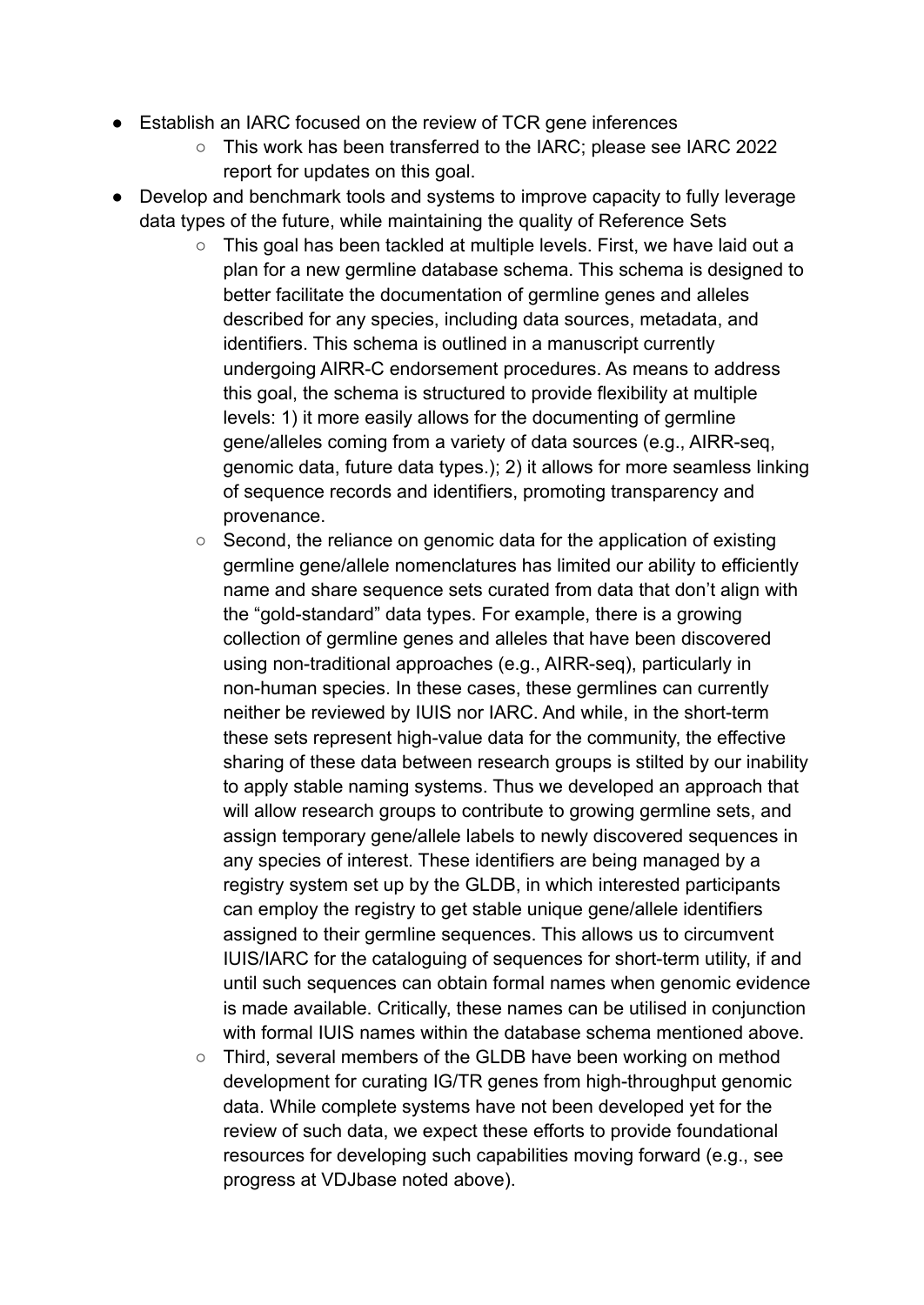- Establish an IARC focused on the review of TCR gene inferences
    - This work has been transferred to the IARC; please see IARC 2022 report for updates on this goal.
- Develop and benchmark tools and systems to improve capacity to fully leverage data types of the future, while maintaining the quality of Reference Sets
    - This goal has been tackled at multiple levels. First, we have laid out a plan for a new germline database schema. This schema is designed to better facilitate the documentation of germline genes and alleles described for any species, including data sources, metadata, and identifiers. This schema is outlined in a manuscript currently undergoing AIRR-C endorsement procedures. As means to address this goal, the schema is structured to provide flexibility at multiple levels: 1) it more easily allows for the documenting of germline gene/alleles coming from a variety of data sources (e.g., AIRR-seq, genomic data, future data types.); 2) it allows for more seamless linking of sequence records and identifiers, promoting transparency and provenance.
    - Second, the reliance on genomic data for the application of existing germline gene/allele nomenclatures has limited our ability to efficiently name and share sequence sets curated from data that don't align with the "gold-standard" data types. For example, there is a growing collection of germline genes and alleles that have been discovered using non-traditional approaches (e.g., AIRR-seq), particularly in non-human species. In these cases, these germlines can currently neither be reviewed by IUIS nor IARC. And while, in the short-term these sets represent high-value data for the community, the effective sharing of these data between research groups is stilted by our inability to apply stable naming systems. Thus we developed an approach that will allow research groups to contribute to growing germline sets, and assign temporary gene/allele labels to newly discovered sequences in any species of interest. These identifiers are being managed by a registry system set up by the GLDB, in which interested participants can employ the registry to get stable unique gene/allele identifiers assigned to their germline sequences. This allows us to circumvent IUIS/IARC for the cataloguing of sequences for short-term utility, if and until such sequences can obtain formal names when genomic evidence is made available. Critically, these names can be utilised in conjunction with formal IUIS names within the database schema mentioned above.
    - Third, several members of the GLDB have been working on method development for curating IG/TR genes from high-throughput genomic data. While complete systems have not been developed yet for the review of such data, we expect these efforts to provide foundational resources for developing such capabilities moving forward (e.g., see progress at VDJbase noted above).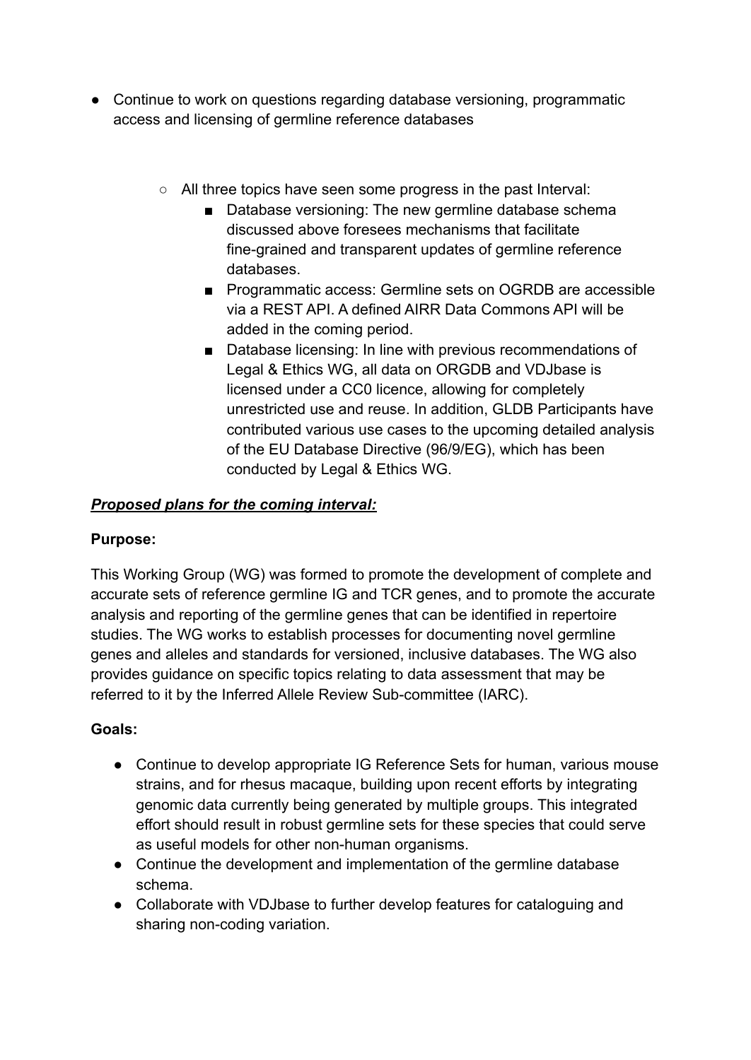- Continue to work on questions regarding database versioning, programmatic access and licensing of germline reference databases

    - All three topics have seen some progress in the past Interval:
        - Database versioning: The new germline database schema discussed above foresees mechanisms that facilitate fine-grained and transparent updates of germline reference databases.
        - Programmatic access: Germline sets on OGRDB are accessible via a REST API. A defined AIRR Data Commons API will be added in the coming period.
        - Database licensing: In line with previous recommendations of Legal & Ethics WG, all data on ORGDB and VDJbase is licensed under a CC0 licence, allowing for completely unrestricted use and reuse. In addition, GLDB Participants have contributed various use cases to the upcoming detailed analysis of the EU Database Directive (96/9/EG), which has been conducted by Legal & Ethics WG.

***<u>Proposed plans for the coming interval:</u>***

**Purpose:**

This Working Group (WG) was formed to promote the development of complete and accurate sets of reference germline IG and TCR genes, and to promote the accurate analysis and reporting of the germline genes that can be identified in repertoire studies. The WG works to establish processes for documenting novel germline genes and alleles and standards for versioned, inclusive databases. The WG also provides guidance on specific topics relating to data assessment that may be referred to it by the Inferred Allele Review Sub-committee (IARC).

**Goals:**

- Continue to develop appropriate IG Reference Sets for human, various mouse strains, and for rhesus macaque, building upon recent efforts by integrating genomic data currently being generated by multiple groups. This integrated effort should result in robust germline sets for these species that could serve as useful models for other non-human organisms.
- Continue the development and implementation of the germline database schema.
- Collaborate with VDJbase to further develop features for cataloguing and sharing non-coding variation.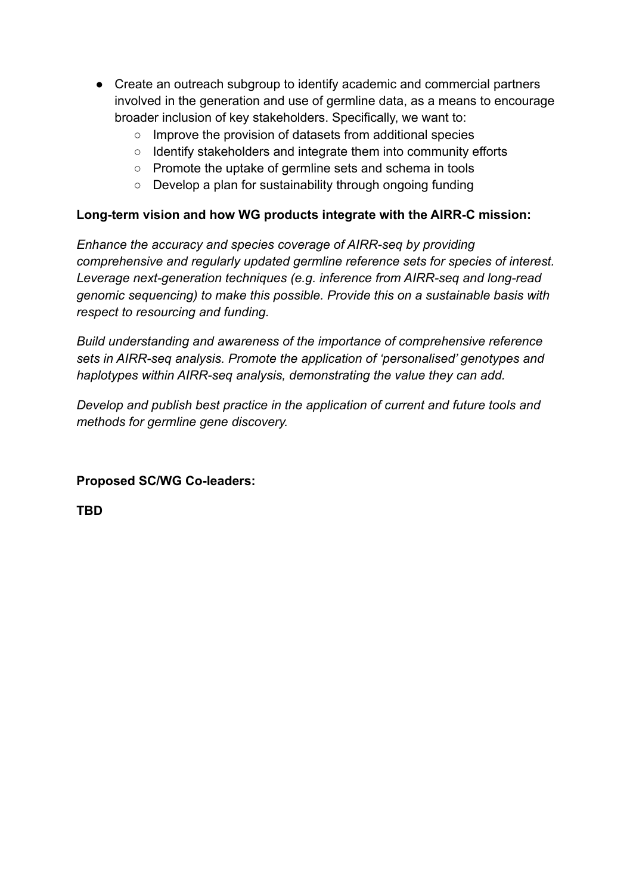- Create an outreach subgroup to identify academic and commercial partners involved in the generation and use of germline data, as a means to encourage broader inclusion of key stakeholders. Specifically, we want to:
    - Improve the provision of datasets from additional species
    - Identify stakeholders and integrate them into community efforts
    - Promote the uptake of germline sets and schema in tools
    - Develop a plan for sustainability through ongoing funding

**Long-term vision and how WG products integrate with the AIRR-C mission:**

*Enhance the accuracy and species coverage of AIRR-seq by providing comprehensive and regularly updated germline reference sets for species of interest. Leverage next-generation techniques (e.g. inference from AIRR-seq and long-read genomic sequencing) to make this possible. Provide this on a sustainable basis with respect to resourcing and funding.*

*Build understanding and awareness of the importance of comprehensive reference sets in AIRR-seq analysis. Promote the application of 'personalised' genotypes and haplotypes within AIRR-seq analysis, demonstrating the value they can add.*

*Develop and publish best practice in the application of current and future tools and methods for germline gene discovery.*

**Proposed SC/WG Co-leaders:**

**TBD**